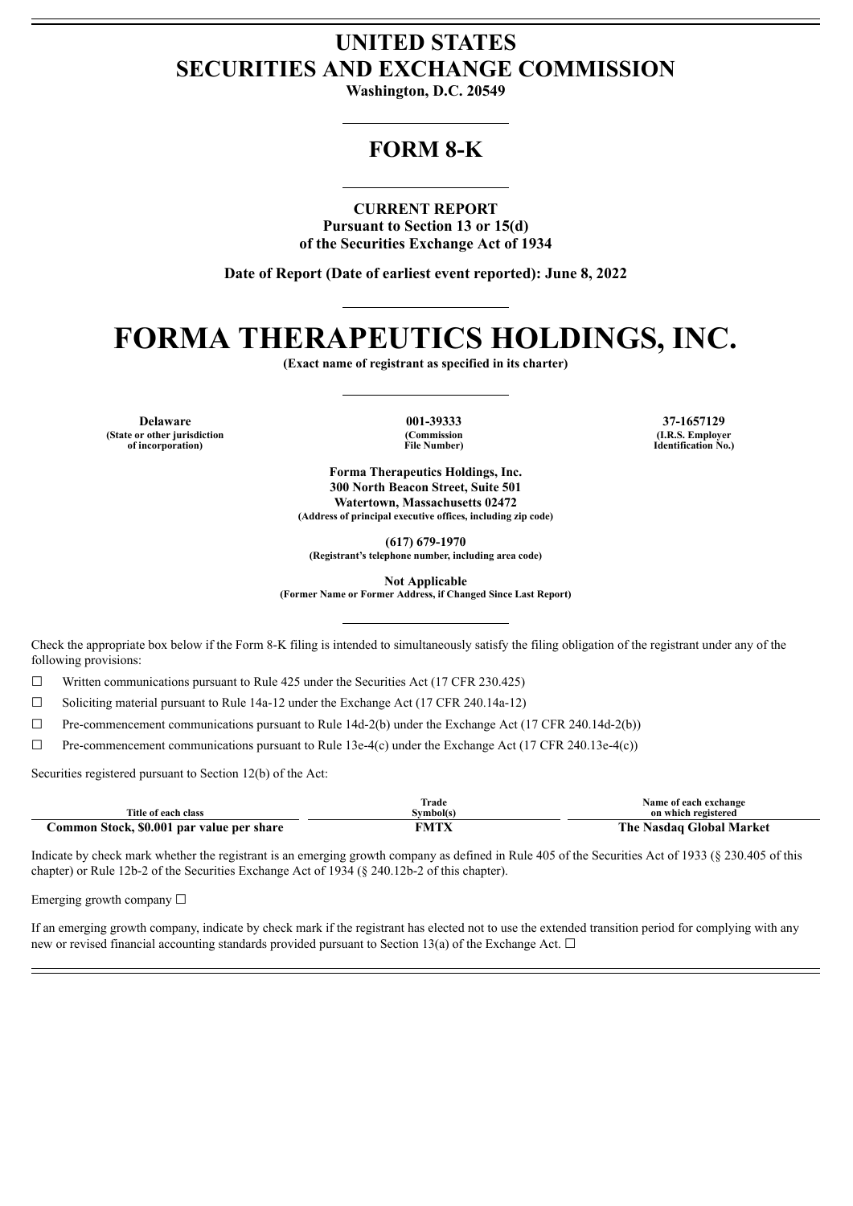# UNITED STATES
# SECURITIES AND EXCHANGE COMMISSION

**Washington, D.C. 20549**

## FORM 8-K

**CURRENT REPORT**
**Pursuant to Section 13 or 15(d)**
**of the Securities Exchange Act of 1934**

**Date of Report (Date of earliest event reported): June 8, 2022**

# FORMA THERAPEUTICS HOLDINGS, INC.

**(Exact name of registrant as specified in its charter)**

| Delaware | 001-39333 | 37-1657129 |
|---|---|---|
| (State or other jurisdiction of incorporation) | (Commission File Number) | (I.R.S. Employer Identification No.) |

**Forma Therapeutics Holdings, Inc.**
**300 North Beacon Street, Suite 501**
**Watertown, Massachusetts 02472**
**(Address of principal executive offices, including zip code)**

**(617) 679-1970**
**(Registrant's telephone number, including area code)**

**Not Applicable**
**(Former Name or Former Address, if Changed Since Last Report)**

Check the appropriate box below if the Form 8-K filing is intended to simultaneously satisfy the filing obligation of the registrant under any of the following provisions:

☐ Written communications pursuant to Rule 425 under the Securities Act (17 CFR 230.425)

☐ Soliciting material pursuant to Rule 14a-12 under the Exchange Act (17 CFR 240.14a-12)

☐ Pre-commencement communications pursuant to Rule 14d-2(b) under the Exchange Act (17 CFR 240.14d-2(b))

☐ Pre-commencement communications pursuant to Rule 13e-4(c) under the Exchange Act (17 CFR 240.13e-4(c))

Securities registered pursuant to Section 12(b) of the Act:

| Title of each class | Trade Symbol(s) | Name of each exchange on which registered |
|---|---|---|
| **Common Stock, $0.001 par value per share** | **FMTX** | **The Nasdaq Global Market** |

Indicate by check mark whether the registrant is an emerging growth company as defined in Rule 405 of the Securities Act of 1933 (§ 230.405 of this chapter) or Rule 12b-2 of the Securities Exchange Act of 1934 (§ 240.12b-2 of this chapter).

Emerging growth company ☐

If an emerging growth company, indicate by check mark if the registrant has elected not to use the extended transition period for complying with any new or revised financial accounting standards provided pursuant to Section 13(a) of the Exchange Act. ☐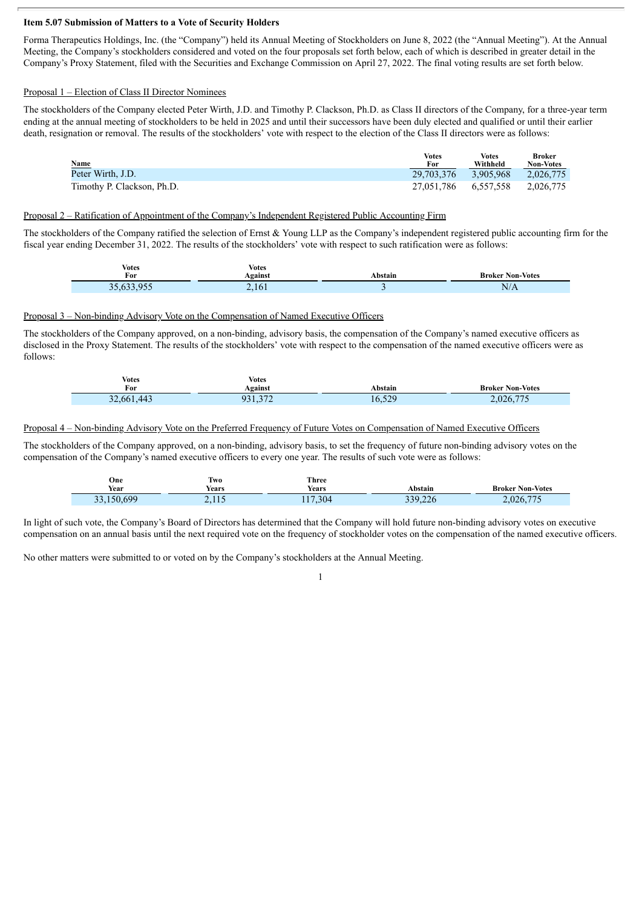**Item 5.07 Submission of Matters to a Vote of Security Holders**

Forma Therapeutics Holdings, Inc. (the "Company") held its Annual Meeting of Stockholders on June 8, 2022 (the "Annual Meeting"). At the Annual Meeting, the Company's stockholders considered and voted on the four proposals set forth below, each of which is described in greater detail in the Company's Proxy Statement, filed with the Securities and Exchange Commission on April 27, 2022. The final voting results are set forth below.

Proposal 1 – Election of Class II Director Nominees

The stockholders of the Company elected Peter Wirth, J.D. and Timothy P. Clackson, Ph.D. as Class II directors of the Company, for a three-year term ending at the annual meeting of stockholders to be held in 2025 and until their successors have been duly elected and qualified or until their earlier death, resignation or removal. The results of the stockholders' vote with respect to the election of the Class II directors were as follows:

| Name | Votes For | Votes Withheld | Broker Non-Votes |
|---|---|---|---|
| Peter Wirth, J.D. | 29,703,376 | 3,905,968 | 2,026,775 |
| Timothy P. Clackson, Ph.D. | 27,051,786 | 6,557,558 | 2,026,775 |

Proposal 2 – Ratification of Appointment of the Company's Independent Registered Public Accounting Firm

The stockholders of the Company ratified the selection of Ernst & Young LLP as the Company's independent registered public accounting firm for the fiscal year ending December 31, 2022. The results of the stockholders' vote with respect to such ratification were as follows:

| Votes For | Votes Against | Abstain | Broker Non-Votes |
|---|---|---|---|
| 35,633,955 | 2,161 | 3 | N/A |

Proposal 3 – Non-binding Advisory Vote on the Compensation of Named Executive Officers

The stockholders of the Company approved, on a non-binding, advisory basis, the compensation of the Company's named executive officers as disclosed in the Proxy Statement. The results of the stockholders' vote with respect to the compensation of the named executive officers were as follows:

| Votes For | Votes Against | Abstain | Broker Non-Votes |
|---|---|---|---|
| 32,661,443 | 931,372 | 16,529 | 2,026,775 |

Proposal 4 – Non-binding Advisory Vote on the Preferred Frequency of Future Votes on Compensation of Named Executive Officers

The stockholders of the Company approved, on a non-binding, advisory basis, to set the frequency of future non-binding advisory votes on the compensation of the Company's named executive officers to every one year. The results of such vote were as follows:

| One Year | Two Years | Three Years | Abstain | Broker Non-Votes |
|---|---|---|---|---|
| 33,150,699 | 2,115 | 117,304 | 339,226 | 2,026,775 |

In light of such vote, the Company's Board of Directors has determined that the Company will hold future non-binding advisory votes on executive compensation on an annual basis until the next required vote on the frequency of stockholder votes on the compensation of the named executive officers.

No other matters were submitted to or voted on by the Company's stockholders at the Annual Meeting.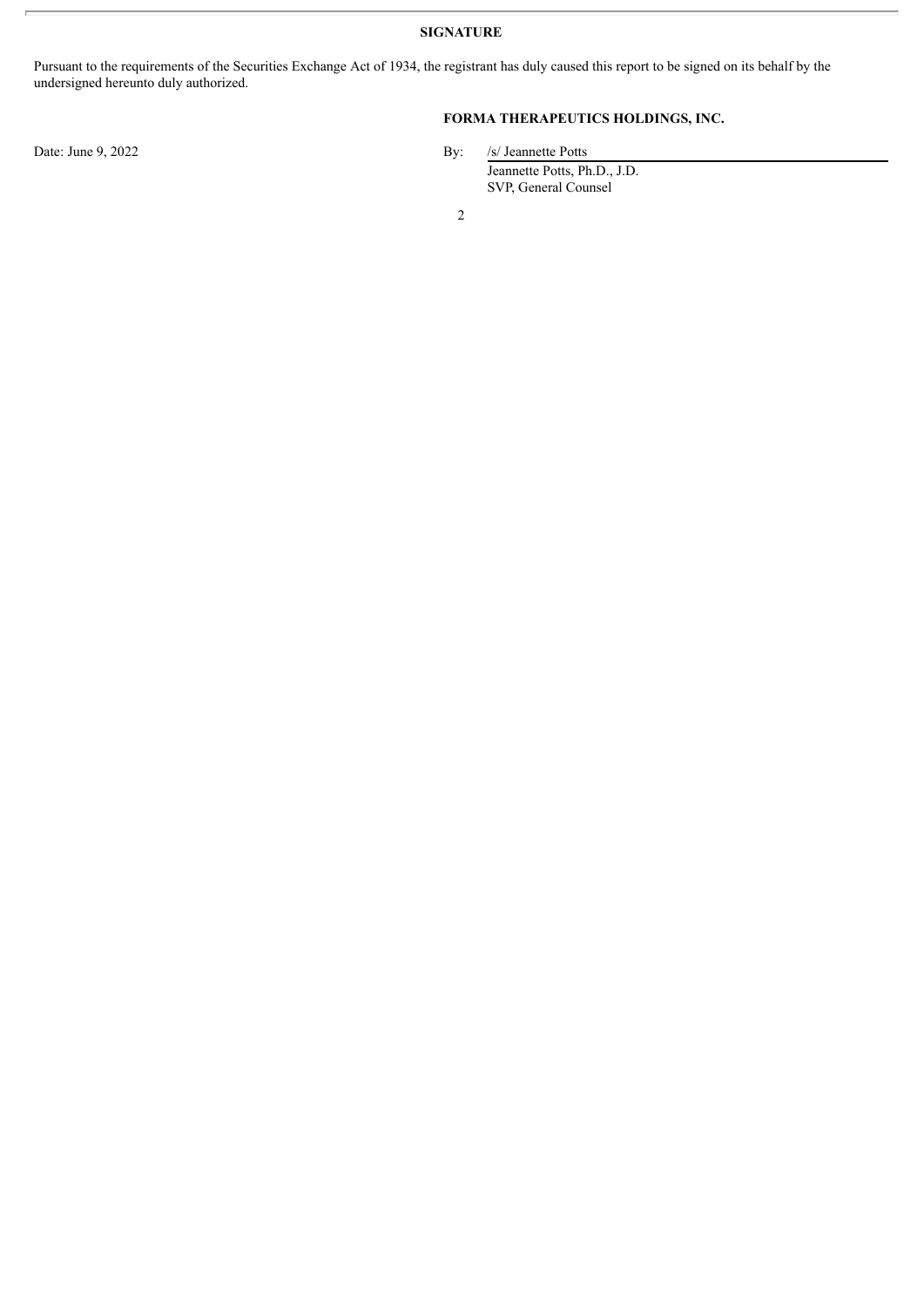**SIGNATURE**

Pursuant to the requirements of the Securities Exchange Act of 1934, the registrant has duly caused this report to be signed on its behalf by the undersigned hereunto duly authorized.

**FORMA THERAPEUTICS HOLDINGS, INC.**

Date: June 9, 2022

By: /s/ Jeannette Potts
Jeannette Potts, Ph.D., J.D.
SVP, General Counsel